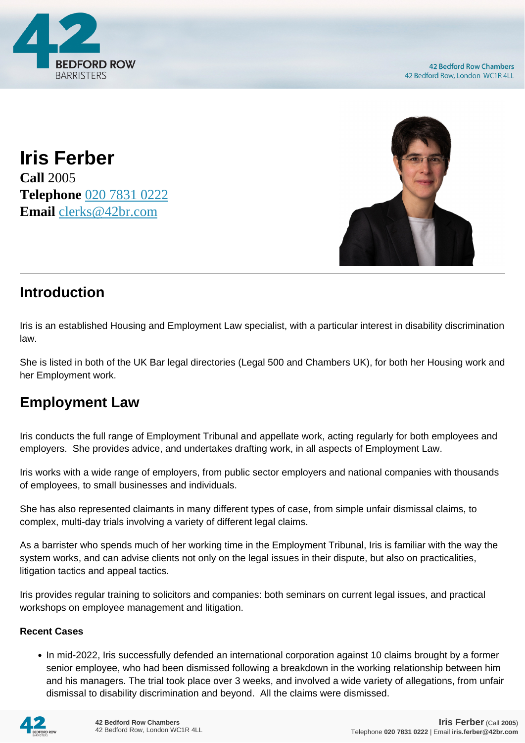# Iris Ferber

**Call** 2005
**Telephone** 020 7831 0222
**Email** clerks@42br.com

## Introduction

Iris is an established Housing and Employment Law specialist, with a particular interest in disability discrimination law.

She is listed in both of the UK Bar legal directories (Legal 500 and Chambers UK), for both her Housing work and her Employment work.

## Employment Law

Iris conducts the full range of Employment Tribunal and appellate work, acting regularly for both employees and employers. She provides advice, and undertakes drafting work, in all aspects of Employment Law.

Iris works with a wide range of employers, from public sector employers and national companies with thousands of employees, to small businesses and individuals.

She has also represented claimants in many different types of case, from simple unfair dismissal claims, to complex, multi-day trials involving a variety of different legal claims.

As a barrister who spends much of her working time in the Employment Tribunal, Iris is familiar with the way the system works, and can advise clients not only on the legal issues in their dispute, but also on practicalities, litigation tactics and appeal tactics.

Iris provides regular training to solicitors and companies: both seminars on current legal issues, and practical workshops on employee management and litigation.

#### Recent Cases

- In mid-2022, Iris successfully defended an international corporation against 10 claims brought by a former senior employee, who had been dismissed following a breakdown in the working relationship between him and his managers. The trial took place over 3 weeks, and involved a wide variety of allegations, from unfair dismissal to disability discrimination and beyond. All the claims were dismissed.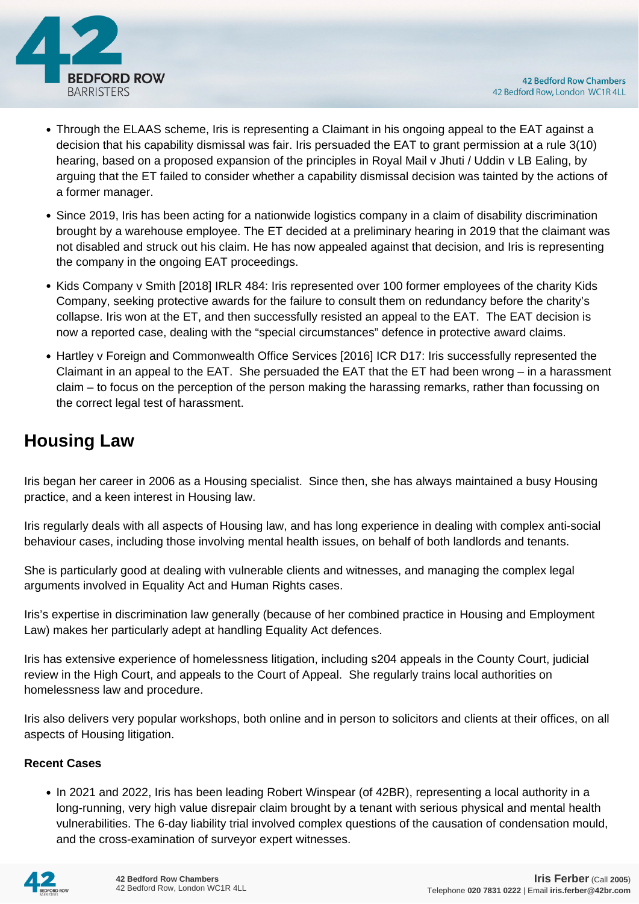- Through the ELAAS scheme, Iris is representing a Claimant in his ongoing appeal to the EAT against a decision that his capability dismissal was fair. Iris persuaded the EAT to grant permission at a rule 3(10) hearing, based on a proposed expansion of the principles in Royal Mail v Jhuti / Uddin v LB Ealing, by arguing that the ET failed to consider whether a capability dismissal decision was tainted by the actions of a former manager.
- Since 2019, Iris has been acting for a nationwide logistics company in a claim of disability discrimination brought by a warehouse employee. The ET decided at a preliminary hearing in 2019 that the claimant was not disabled and struck out his claim. He has now appealed against that decision, and Iris is representing the company in the ongoing EAT proceedings.
- Kids Company v Smith [2018] IRLR 484: Iris represented over 100 former employees of the charity Kids Company, seeking protective awards for the failure to consult them on redundancy before the charity's collapse. Iris won at the ET, and then successfully resisted an appeal to the EAT. The EAT decision is now a reported case, dealing with the "special circumstances" defence in protective award claims.
- Hartley v Foreign and Commonwealth Office Services [2016] ICR D17: Iris successfully represented the Claimant in an appeal to the EAT. She persuaded the EAT that the ET had been wrong – in a harassment claim – to focus on the perception of the person making the harassing remarks, rather than focussing on the correct legal test of harassment.

## Housing Law

Iris began her career in 2006 as a Housing specialist. Since then, she has always maintained a busy Housing practice, and a keen interest in Housing law.

Iris regularly deals with all aspects of Housing law, and has long experience in dealing with complex anti-social behaviour cases, including those involving mental health issues, on behalf of both landlords and tenants.

She is particularly good at dealing with vulnerable clients and witnesses, and managing the complex legal arguments involved in Equality Act and Human Rights cases.

Iris's expertise in discrimination law generally (because of her combined practice in Housing and Employment Law) makes her particularly adept at handling Equality Act defences.

Iris has extensive experience of homelessness litigation, including s204 appeals in the County Court, judicial review in the High Court, and appeals to the Court of Appeal. She regularly trains local authorities on homelessness law and procedure.

Iris also delivers very popular workshops, both online and in person to solicitors and clients at their offices, on all aspects of Housing litigation.

**Recent Cases**

- In 2021 and 2022, Iris has been leading Robert Winspear (of 42BR), representing a local authority in a long-running, very high value disrepair claim brought by a tenant with serious physical and mental health vulnerabilities. The 6-day liability trial involved complex questions of the causation of condensation mould, and the cross-examination of surveyor expert witnesses.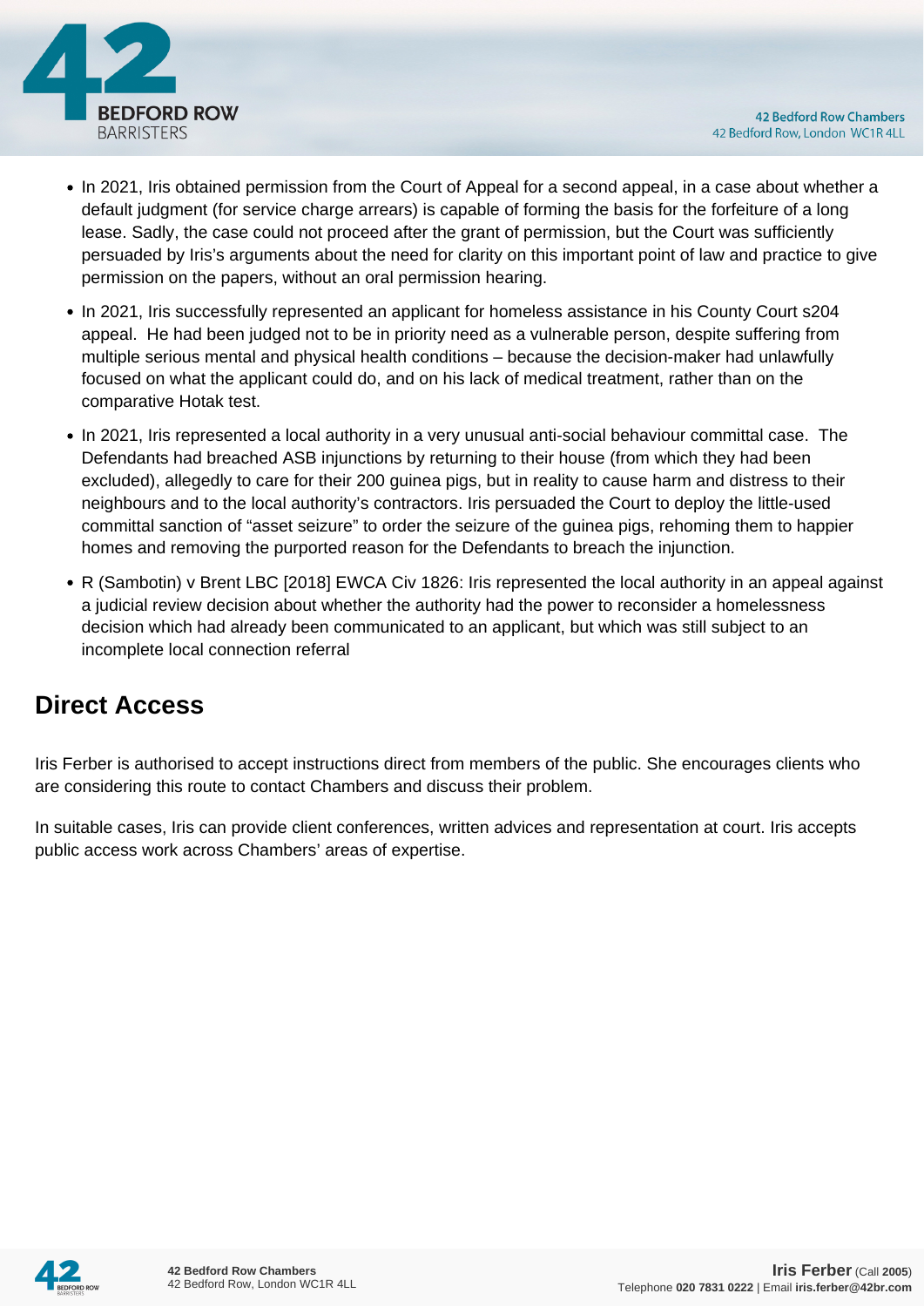- In 2021, Iris obtained permission from the Court of Appeal for a second appeal, in a case about whether a default judgment (for service charge arrears) is capable of forming the basis for the forfeiture of a long lease. Sadly, the case could not proceed after the grant of permission, but the Court was sufficiently persuaded by Iris's arguments about the need for clarity on this important point of law and practice to give permission on the papers, without an oral permission hearing.
- In 2021, Iris successfully represented an applicant for homeless assistance in his County Court s204 appeal. He had been judged not to be in priority need as a vulnerable person, despite suffering from multiple serious mental and physical health conditions – because the decision-maker had unlawfully focused on what the applicant could do, and on his lack of medical treatment, rather than on the comparative Hotak test.
- In 2021, Iris represented a local authority in a very unusual anti-social behaviour committal case. The Defendants had breached ASB injunctions by returning to their house (from which they had been excluded), allegedly to care for their 200 guinea pigs, but in reality to cause harm and distress to their neighbours and to the local authority's contractors. Iris persuaded the Court to deploy the little-used committal sanction of "asset seizure" to order the seizure of the guinea pigs, rehoming them to happier homes and removing the purported reason for the Defendants to breach the injunction.
- R (Sambotin) v Brent LBC [2018] EWCA Civ 1826: Iris represented the local authority in an appeal against a judicial review decision about whether the authority had the power to reconsider a homelessness decision which had already been communicated to an applicant, but which was still subject to an incomplete local connection referral

## Direct Access

Iris Ferber is authorised to accept instructions direct from members of the public. She encourages clients who are considering this route to contact Chambers and discuss their problem.

In suitable cases, Iris can provide client conferences, written advices and representation at court. Iris accepts public access work across Chambers' areas of expertise.